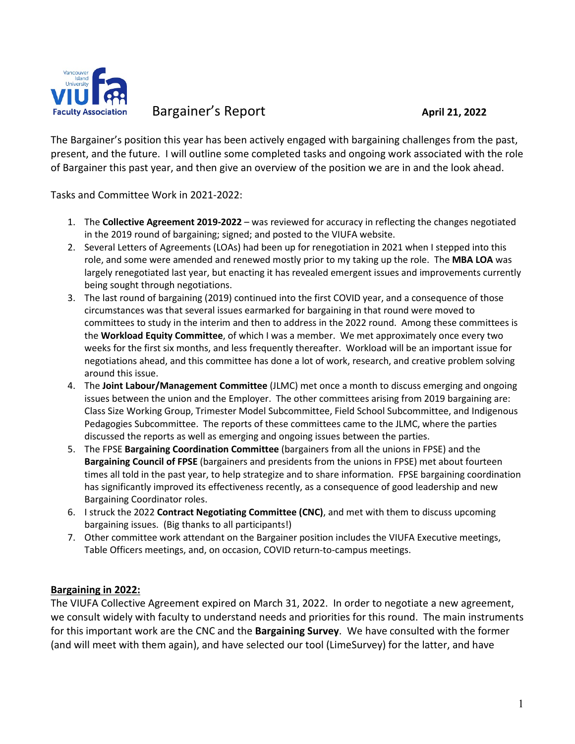# Bargainer's Report

**April 21, 2022**

The Bargainer's position this year has been actively engaged with bargaining challenges from the past, present, and the future. I will outline some completed tasks and ongoing work associated with the role of Bargainer this past year, and then give an overview of the position we are in and the look ahead.

Tasks and Committee Work in 2021-2022:

1. The **Collective Agreement 2019-2022** – was reviewed for accuracy in reflecting the changes negotiated in the 2019 round of bargaining; signed; and posted to the VIUFA website.
2. Several Letters of Agreements (LOAs) had been up for renegotiation in 2021 when I stepped into this role, and some were amended and renewed mostly prior to my taking up the role. The **MBA LOA** was largely renegotiated last year, but enacting it has revealed emergent issues and improvements currently being sought through negotiations.
3. The last round of bargaining (2019) continued into the first COVID year, and a consequence of those circumstances was that several issues earmarked for bargaining in that round were moved to committees to study in the interim and then to address in the 2022 round. Among these committees is the **Workload Equity Committee**, of which I was a member. We met approximately once every two weeks for the first six months, and less frequently thereafter. Workload will be an important issue for negotiations ahead, and this committee has done a lot of work, research, and creative problem solving around this issue.
4. The **Joint Labour/Management Committee** (JLMC) met once a month to discuss emerging and ongoing issues between the union and the Employer. The other committees arising from 2019 bargaining are: Class Size Working Group, Trimester Model Subcommittee, Field School Subcommittee, and Indigenous Pedagogies Subcommittee. The reports of these committees came to the JLMC, where the parties discussed the reports as well as emerging and ongoing issues between the parties.
5. The FPSE **Bargaining Coordination Committee** (bargainers from all the unions in FPSE) and the **Bargaining Council of FPSE** (bargainers and presidents from the unions in FPSE) met about fourteen times all told in the past year, to help strategize and to share information. FPSE bargaining coordination has significantly improved its effectiveness recently, as a consequence of good leadership and new Bargaining Coordinator roles.
6. I struck the 2022 **Contract Negotiating Committee (CNC)**, and met with them to discuss upcoming bargaining issues. (Big thanks to all participants!)
7. Other committee work attendant on the Bargainer position includes the VIUFA Executive meetings, Table Officers meetings, and, on occasion, COVID return-to-campus meetings.

## Bargaining in 2022:

The VIUFA Collective Agreement expired on March 31, 2022. In order to negotiate a new agreement, we consult widely with faculty to understand needs and priorities for this round. The main instruments for this important work are the CNC and the **Bargaining Survey**. We have consulted with the former (and will meet with them again), and have selected our tool (LimeSurvey) for the latter, and have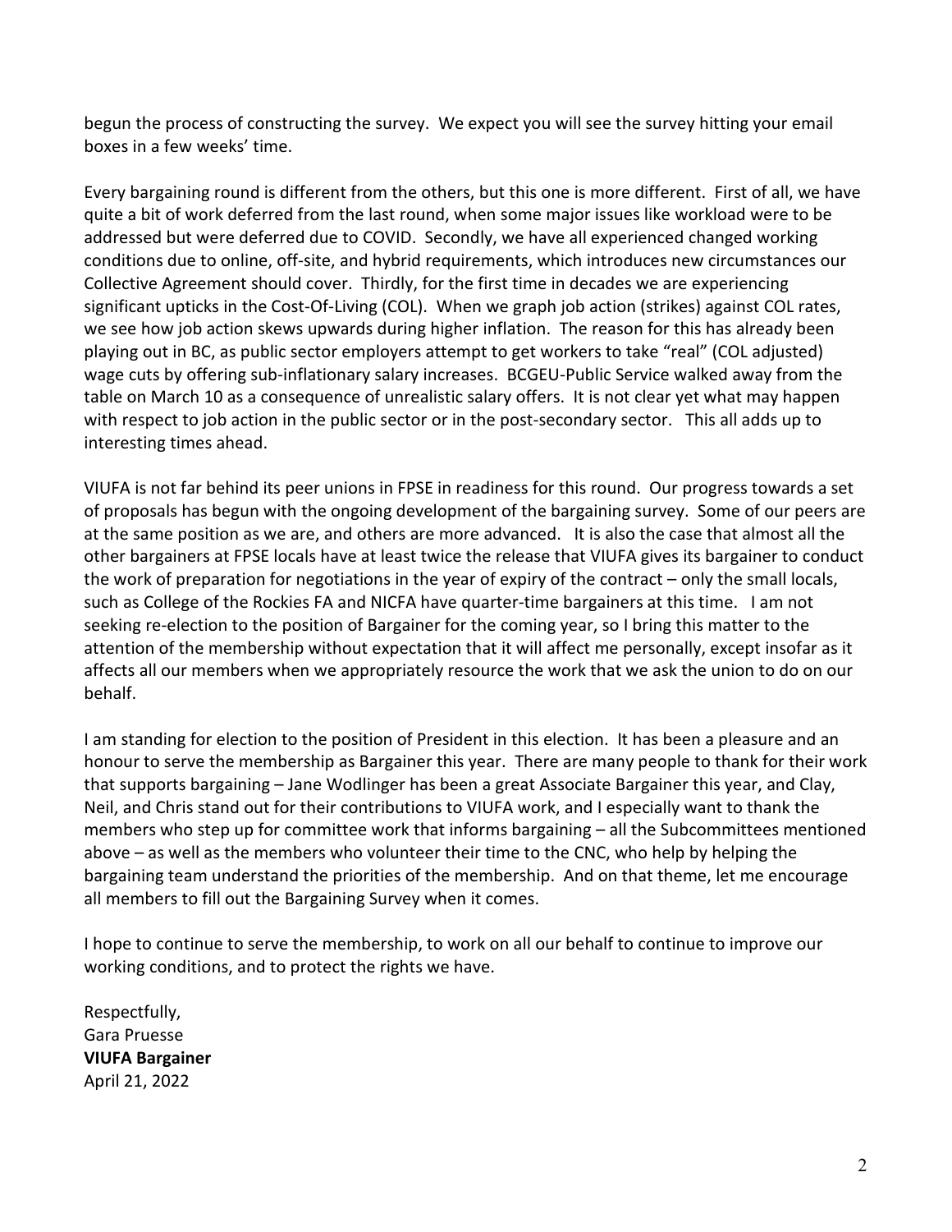begun the process of constructing the survey. We expect you will see the survey hitting your email boxes in a few weeks' time.

Every bargaining round is different from the others, but this one is more different. First of all, we have quite a bit of work deferred from the last round, when some major issues like workload were to be addressed but were deferred due to COVID. Secondly, we have all experienced changed working conditions due to online, off-site, and hybrid requirements, which introduces new circumstances our Collective Agreement should cover. Thirdly, for the first time in decades we are experiencing significant upticks in the Cost-Of-Living (COL). When we graph job action (strikes) against COL rates, we see how job action skews upwards during higher inflation. The reason for this has already been playing out in BC, as public sector employers attempt to get workers to take "real" (COL adjusted) wage cuts by offering sub-inflationary salary increases. BCGEU-Public Service walked away from the table on March 10 as a consequence of unrealistic salary offers. It is not clear yet what may happen with respect to job action in the public sector or in the post-secondary sector. This all adds up to interesting times ahead.

VIUFA is not far behind its peer unions in FPSE in readiness for this round. Our progress towards a set of proposals has begun with the ongoing development of the bargaining survey. Some of our peers are at the same position as we are, and others are more advanced. It is also the case that almost all the other bargainers at FPSE locals have at least twice the release that VIUFA gives its bargainer to conduct the work of preparation for negotiations in the year of expiry of the contract – only the small locals, such as College of the Rockies FA and NICFA have quarter-time bargainers at this time. I am not seeking re-election to the position of Bargainer for the coming year, so I bring this matter to the attention of the membership without expectation that it will affect me personally, except insofar as it affects all our members when we appropriately resource the work that we ask the union to do on our behalf.

I am standing for election to the position of President in this election. It has been a pleasure and an honour to serve the membership as Bargainer this year. There are many people to thank for their work that supports bargaining – Jane Wodlinger has been a great Associate Bargainer this year, and Clay, Neil, and Chris stand out for their contributions to VIUFA work, and I especially want to thank the members who step up for committee work that informs bargaining – all the Subcommittees mentioned above – as well as the members who volunteer their time to the CNC, who help by helping the bargaining team understand the priorities of the membership. And on that theme, let me encourage all members to fill out the Bargaining Survey when it comes.

I hope to continue to serve the membership, to work on all our behalf to continue to improve our working conditions, and to protect the rights we have.

Respectfully,
Gara Pruesse
**VIUFA Bargainer**
April 21, 2022